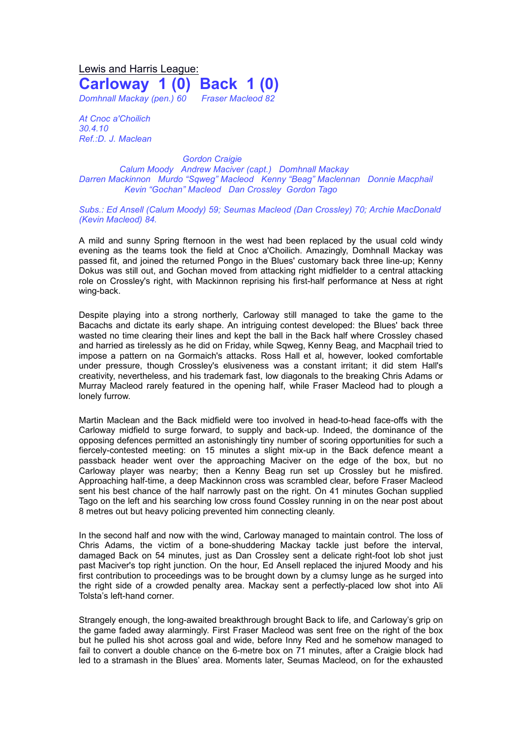Lewis and Harris League:

# Carloway 1 (0) Back 1 (0)

*Domhnall Mackay (pen.) 60 Fraser Macleod 82*

*At Cnoc a'Choilich*
*30.4.10*
*Ref.:D. J. Maclean*

*Gordon Craigie*
*Calum Moody Andrew Maciver (capt.) Domhnall Mackay*
*Darren Mackinnon Murdo "Sqweg" Macleod Kenny "Beag" Maclennan Donnie Macphail*
*Kevin "Gochan" Macleod Dan Crossley Gordon Tago*

*Subs.: Ed Ansell (Calum Moody) 59; Seumas Macleod (Dan Crossley) 70; Archie MacDonald (Kevin Macleod) 84.*

A mild and sunny Spring fternoon in the west had been replaced by the usual cold windy evening as the teams took the field at Cnoc a'Choilich. Amazingly, Domhnall Mackay was passed fit, and joined the returned Pongo in the Blues' customary back three line-up; Kenny Dokus was still out, and Gochan moved from attacking right midfielder to a central attacking role on Crossley's right, with Mackinnon reprising his first-half performance at Ness at right wing-back.

Despite playing into a strong northerly, Carloway still managed to take the game to the Bacachs and dictate its early shape. An intriguing contest developed: the Blues' back three wasted no time clearing their lines and kept the ball in the Back half where Crossley chased and harried as tirelessly as he did on Friday, while Sqweg, Kenny Beag, and Macphail tried to impose a pattern on na Gormaich's attacks. Ross Hall et al, however, looked comfortable under pressure, though Crossley's elusiveness was a constant irritant; it did stem Hall's creativity, nevertheless, and his trademark fast, low diagonals to the breaking Chris Adams or Murray Macleod rarely featured in the opening half, while Fraser Macleod had to plough a lonely furrow.

Martin Maclean and the Back midfield were too involved in head-to-head face-offs with the Carloway midfield to surge forward, to supply and back-up. Indeed, the dominance of the opposing defences permitted an astonishingly tiny number of scoring opportunities for such a fiercely-contested meeting: on 15 minutes a slight mix-up in the Back defence meant a passback header went over the approaching Maciver on the edge of the box, but no Carloway player was nearby; then a Kenny Beag run set up Crossley but he misfired. Approaching half-time, a deep Mackinnon cross was scrambled clear, before Fraser Macleod sent his best chance of the half narrowly past on the right. On 41 minutes Gochan supplied Tago on the left and his searching low cross found Cossley running in on the near post about 8 metres out but heavy policing prevented him connecting cleanly.

In the second half and now with the wind, Carloway managed to maintain control. The loss of Chris Adams, the victim of a bone-shuddering Mackay tackle just before the interval, damaged Back on 54 minutes, just as Dan Crossley sent a delicate right-foot lob shot just past Maciver's top right junction. On the hour, Ed Ansell replaced the injured Moody and his first contribution to proceedings was to be brought down by a clumsy lunge as he surged into the right side of a crowded penalty area. Mackay sent a perfectly-placed low shot into Ali Tolsta's left-hand corner.

Strangely enough, the long-awaited breakthrough brought Back to life, and Carloway's grip on the game faded away alarmingly. First Fraser Macleod was sent free on the right of the box but he pulled his shot across goal and wide, before Inny Red and he somehow managed to fail to convert a double chance on the 6-metre box on 71 minutes, after a Craigie block had led to a stramash in the Blues' area. Moments later, Seumas Macleod, on for the exhausted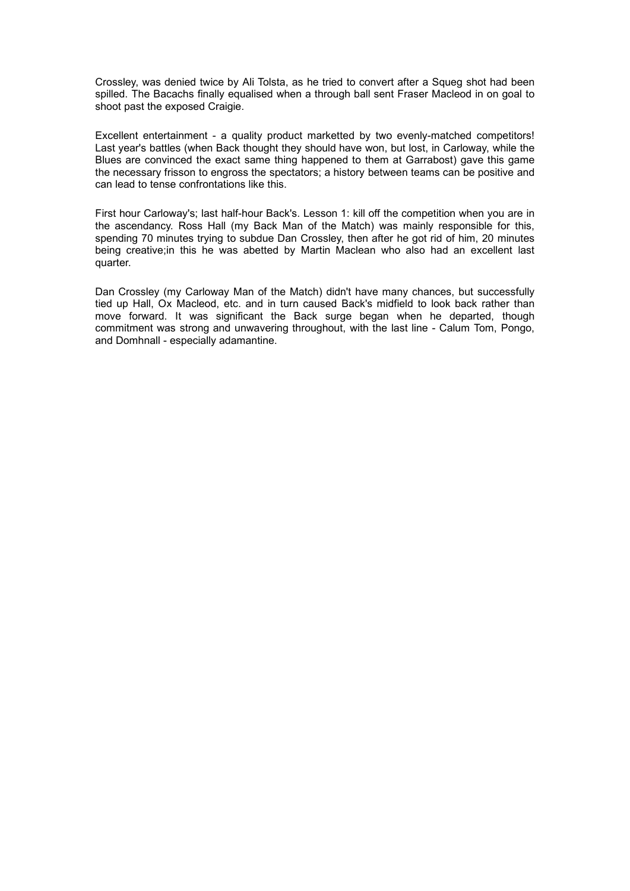Crossley, was denied twice by Ali Tolsta, as he tried to convert after a Squeg shot had been spilled. The Bacachs finally equalised when a through ball sent Fraser Macleod in on goal to shoot past the exposed Craigie.

Excellent entertainment - a quality product marketted by two evenly-matched competitors! Last year's battles (when Back thought they should have won, but lost, in Carloway, while the Blues are convinced the exact same thing happened to them at Garrabost) gave this game the necessary frisson to engross the spectators; a history between teams can be positive and can lead to tense confrontations like this.

First hour Carloway's; last half-hour Back's. Lesson 1: kill off the competition when you are in the ascendancy. Ross Hall (my Back Man of the Match) was mainly responsible for this, spending 70 minutes trying to subdue Dan Crossley, then after he got rid of him, 20 minutes being creative;in this he was abetted by Martin Maclean who also had an excellent last quarter.

Dan Crossley (my Carloway Man of the Match) didn't have many chances, but successfully tied up Hall, Ox Macleod, etc. and in turn caused Back's midfield to look back rather than move forward. It was significant the Back surge began when he departed, though commitment was strong and unwavering throughout, with the last line - Calum Tom, Pongo, and Domhnall - especially adamantine.